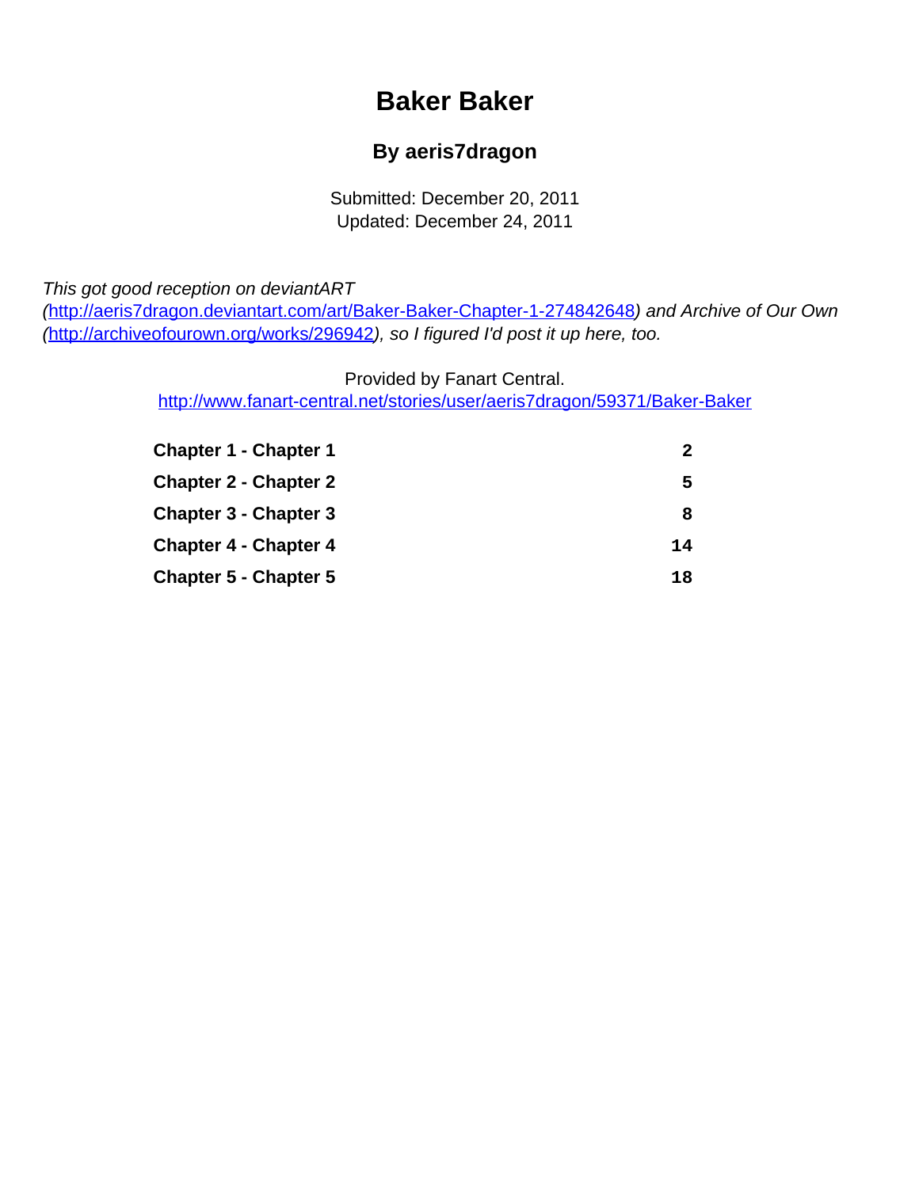# Baker Baker

## By aeris7dragon

Submitted: December 20, 2011
Updated: December 24, 2011

*This got good reception on deviantART (*http://aeris7dragon.deviantart.com/art/Baker-Baker-Chapter-1-274842648*) and Archive of Our Own (*http://archiveofourown.org/works/296942*), so I figured I'd post it up here, too.*

Provided by Fanart Central.
http://www.fanart-central.net/stories/user/aeris7dragon/59371/Baker-Baker

| | |
|---|---|
| **Chapter 1 - Chapter 1** | **2** |
| **Chapter 2 - Chapter 2** | **5** |
| **Chapter 3 - Chapter 3** | **8** |
| **Chapter 4 - Chapter 4** | **14** |
| **Chapter 5 - Chapter 5** | **18** |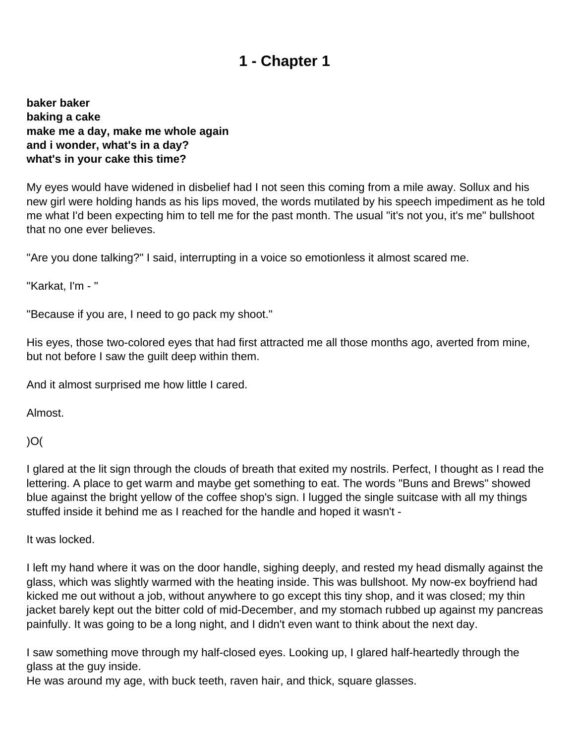# 1 - Chapter 1

**baker baker**
**baking a cake**
**make me a day, make me whole again**
**and i wonder, what's in a day?**
**what's in your cake this time?**

My eyes would have widened in disbelief had I not seen this coming from a mile away. Sollux and his new girl were holding hands as his lips moved, the words mutilated by his speech impediment as he told me what I'd been expecting him to tell me for the past month. The usual "it's not you, it's me" bullshoot that no one ever believes.

"Are you done talking?" I said, interrupting in a voice so emotionless it almost scared me.

"Karkat, I'm - "

"Because if you are, I need to go pack my shoot."

His eyes, those two-colored eyes that had first attracted me all those months ago, averted from mine, but not before I saw the guilt deep within them.

And it almost surprised me how little I cared.

Almost.

)O(

I glared at the lit sign through the clouds of breath that exited my nostrils. Perfect, I thought as I read the lettering. A place to get warm and maybe get something to eat. The words "Buns and Brews" showed blue against the bright yellow of the coffee shop's sign. I lugged the single suitcase with all my things stuffed inside it behind me as I reached for the handle and hoped it wasn't -

It was locked.

I left my hand where it was on the door handle, sighing deeply, and rested my head dismally against the glass, which was slightly warmed with the heating inside. This was bullshoot. My now-ex boyfriend had kicked me out without a job, without anywhere to go except this tiny shop, and it was closed; my thin jacket barely kept out the bitter cold of mid-December, and my stomach rubbed up against my pancreas painfully. It was going to be a long night, and I didn't even want to think about the next day.

I saw something move through my half-closed eyes. Looking up, I glared half-heartedly through the glass at the guy inside.
He was around my age, with buck teeth, raven hair, and thick, square glasses.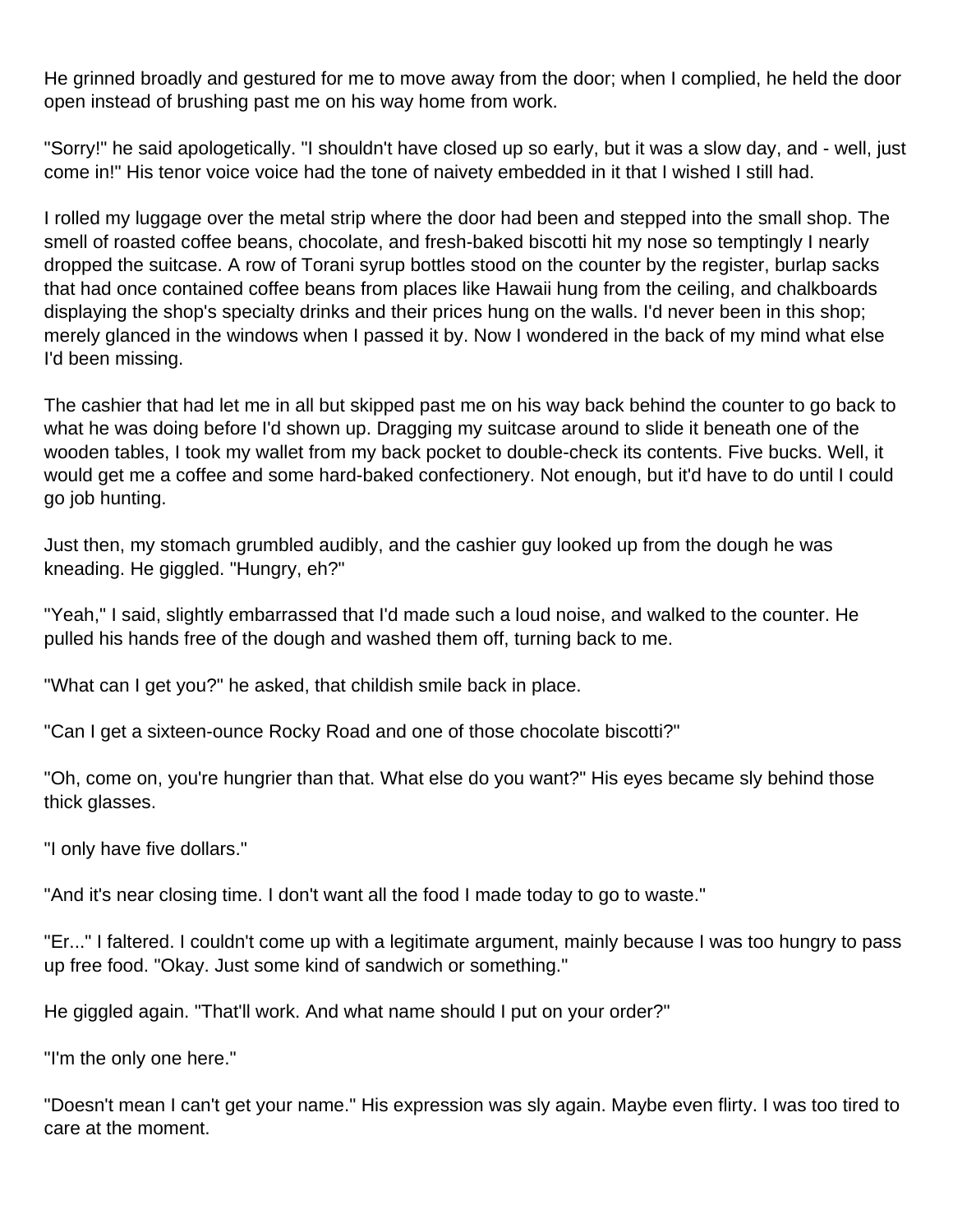He grinned broadly and gestured for me to move away from the door; when I complied, he held the door open instead of brushing past me on his way home from work.

"Sorry!" he said apologetically. "I shouldn't have closed up so early, but it was a slow day, and - well, just come in!" His tenor voice voice had the tone of naivety embedded in it that I wished I still had.

I rolled my luggage over the metal strip where the door had been and stepped into the small shop. The smell of roasted coffee beans, chocolate, and fresh-baked biscotti hit my nose so temptingly I nearly dropped the suitcase. A row of Torani syrup bottles stood on the counter by the register, burlap sacks that had once contained coffee beans from places like Hawaii hung from the ceiling, and chalkboards displaying the shop's specialty drinks and their prices hung on the walls. I'd never been in this shop; merely glanced in the windows when I passed it by. Now I wondered in the back of my mind what else I'd been missing.

The cashier that had let me in all but skipped past me on his way back behind the counter to go back to what he was doing before I'd shown up. Dragging my suitcase around to slide it beneath one of the wooden tables, I took my wallet from my back pocket to double-check its contents. Five bucks. Well, it would get me a coffee and some hard-baked confectionery. Not enough, but it'd have to do until I could go job hunting.

Just then, my stomach grumbled audibly, and the cashier guy looked up from the dough he was kneading. He giggled. "Hungry, eh?"

"Yeah," I said, slightly embarrassed that I'd made such a loud noise, and walked to the counter. He pulled his hands free of the dough and washed them off, turning back to me.

"What can I get you?" he asked, that childish smile back in place.

"Can I get a sixteen-ounce Rocky Road and one of those chocolate biscotti?"

"Oh, come on, you're hungrier than that. What else do you want?" His eyes became sly behind those thick glasses.

"I only have five dollars."

"And it's near closing time. I don't want all the food I made today to go to waste."

"Er..." I faltered. I couldn't come up with a legitimate argument, mainly because I was too hungry to pass up free food. "Okay. Just some kind of sandwich or something."

He giggled again. "That'll work. And what name should I put on your order?"

"I'm the only one here."

"Doesn't mean I can't get your name." His expression was sly again. Maybe even flirty. I was too tired to care at the moment.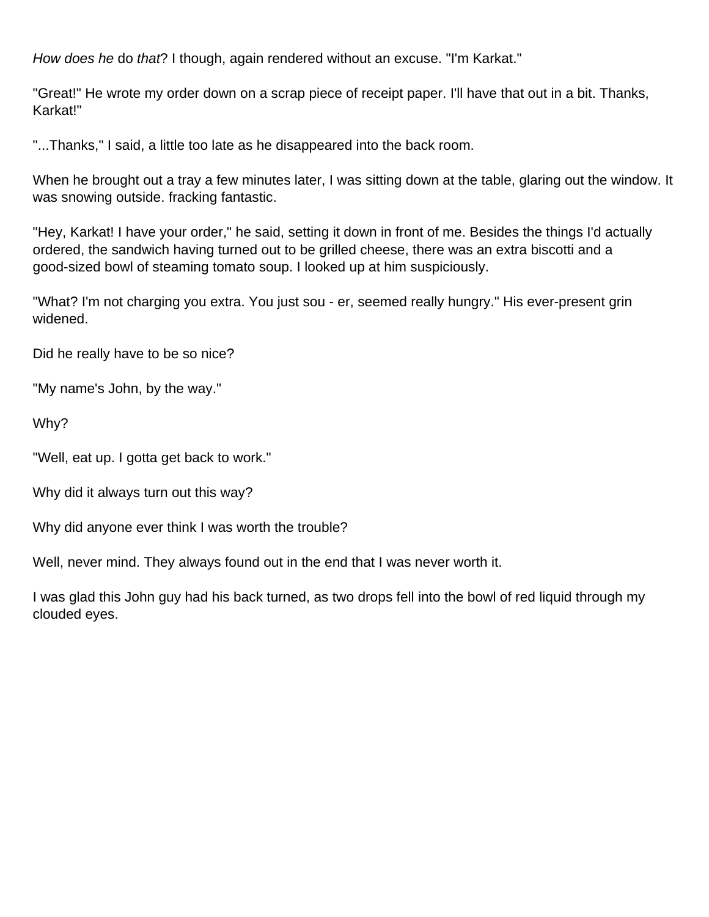*How does he* do *that*? I though, again rendered without an excuse. "I'm Karkat."

"Great!" He wrote my order down on a scrap piece of receipt paper. I'll have that out in a bit. Thanks, Karkat!"

"...Thanks," I said, a little too late as he disappeared into the back room.

When he brought out a tray a few minutes later, I was sitting down at the table, glaring out the window. It was snowing outside. fracking fantastic.

"Hey, Karkat! I have your order," he said, setting it down in front of me. Besides the things I'd actually ordered, the sandwich having turned out to be grilled cheese, there was an extra biscotti and a good-sized bowl of steaming tomato soup. I looked up at him suspiciously.

"What? I'm not charging you extra. You just sou - er, seemed really hungry." His ever-present grin widened.

Did he really have to be so nice?

"My name's John, by the way."

Why?

"Well, eat up. I gotta get back to work."

Why did it always turn out this way?

Why did anyone ever think I was worth the trouble?

Well, never mind. They always found out in the end that I was never worth it.

I was glad this John guy had his back turned, as two drops fell into the bowl of red liquid through my clouded eyes.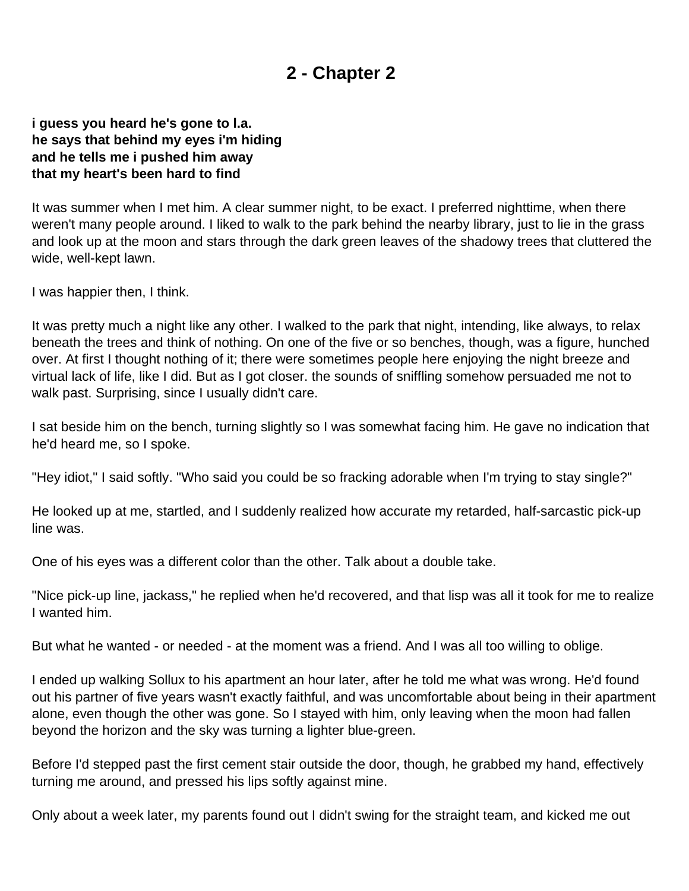# 2 - Chapter 2

**i guess you heard he's gone to l.a.**
**he says that behind my eyes i'm hiding**
**and he tells me i pushed him away**
**that my heart's been hard to find**

It was summer when I met him. A clear summer night, to be exact. I preferred nighttime, when there weren't many people around. I liked to walk to the park behind the nearby library, just to lie in the grass and look up at the moon and stars through the dark green leaves of the shadowy trees that cluttered the wide, well-kept lawn.

I was happier then, I think.

It was pretty much a night like any other. I walked to the park that night, intending, like always, to relax beneath the trees and think of nothing. On one of the five or so benches, though, was a figure, hunched over. At first I thought nothing of it; there were sometimes people here enjoying the night breeze and virtual lack of life, like I did. But as I got closer. the sounds of sniffling somehow persuaded me not to walk past. Surprising, since I usually didn't care.

I sat beside him on the bench, turning slightly so I was somewhat facing him. He gave no indication that he'd heard me, so I spoke.

"Hey idiot," I said softly. "Who said you could be so fracking adorable when I'm trying to stay single?"

He looked up at me, startled, and I suddenly realized how accurate my retarded, half-sarcastic pick-up line was.

One of his eyes was a different color than the other. Talk about a double take.

"Nice pick-up line, jackass," he replied when he'd recovered, and that lisp was all it took for me to realize I wanted him.

But what he wanted - or needed - at the moment was a friend. And I was all too willing to oblige.

I ended up walking Sollux to his apartment an hour later, after he told me what was wrong. He'd found out his partner of five years wasn't exactly faithful, and was uncomfortable about being in their apartment alone, even though the other was gone. So I stayed with him, only leaving when the moon had fallen beyond the horizon and the sky was turning a lighter blue-green.

Before I'd stepped past the first cement stair outside the door, though, he grabbed my hand, effectively turning me around, and pressed his lips softly against mine.

Only about a week later, my parents found out I didn't swing for the straight team, and kicked me out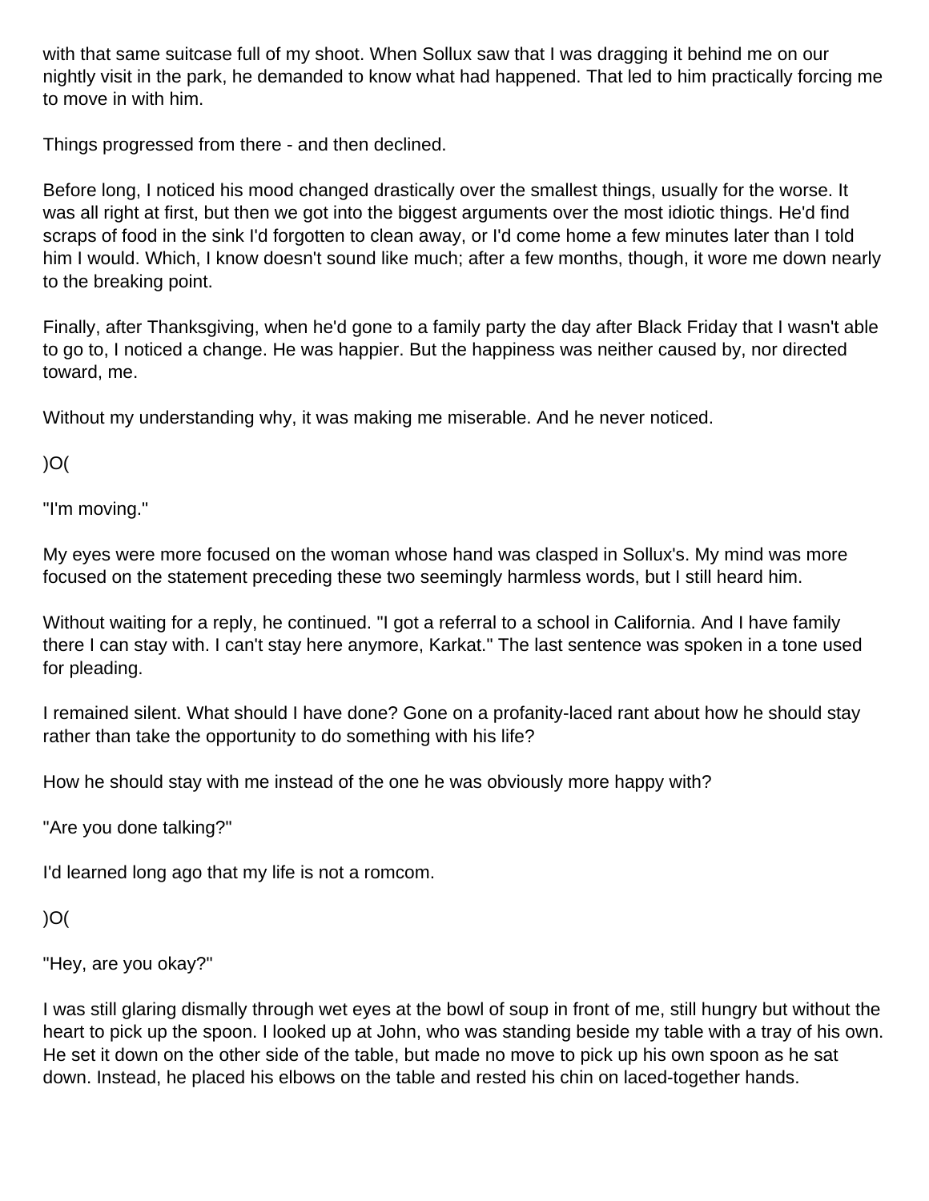with that same suitcase full of my shoot. When Sollux saw that I was dragging it behind me on our nightly visit in the park, he demanded to know what had happened. That led to him practically forcing me to move in with him.

Things progressed from there - and then declined.

Before long, I noticed his mood changed drastically over the smallest things, usually for the worse. It was all right at first, but then we got into the biggest arguments over the most idiotic things. He'd find scraps of food in the sink I'd forgotten to clean away, or I'd come home a few minutes later than I told him I would. Which, I know doesn't sound like much; after a few months, though, it wore me down nearly to the breaking point.

Finally, after Thanksgiving, when he'd gone to a family party the day after Black Friday that I wasn't able to go to, I noticed a change. He was happier. But the happiness was neither caused by, nor directed toward, me.

Without my understanding why, it was making me miserable. And he never noticed.

)O(

"I'm moving."

My eyes were more focused on the woman whose hand was clasped in Sollux's. My mind was more focused on the statement preceding these two seemingly harmless words, but I still heard him.

Without waiting for a reply, he continued. "I got a referral to a school in California. And I have family there I can stay with. I can't stay here anymore, Karkat." The last sentence was spoken in a tone used for pleading.

I remained silent. What should I have done? Gone on a profanity-laced rant about how he should stay rather than take the opportunity to do something with his life?

How he should stay with me instead of the one he was obviously more happy with?

"Are you done talking?"

I'd learned long ago that my life is not a romcom.

)O(

"Hey, are you okay?"

I was still glaring dismally through wet eyes at the bowl of soup in front of me, still hungry but without the heart to pick up the spoon. I looked up at John, who was standing beside my table with a tray of his own. He set it down on the other side of the table, but made no move to pick up his own spoon as he sat down. Instead, he placed his elbows on the table and rested his chin on laced-together hands.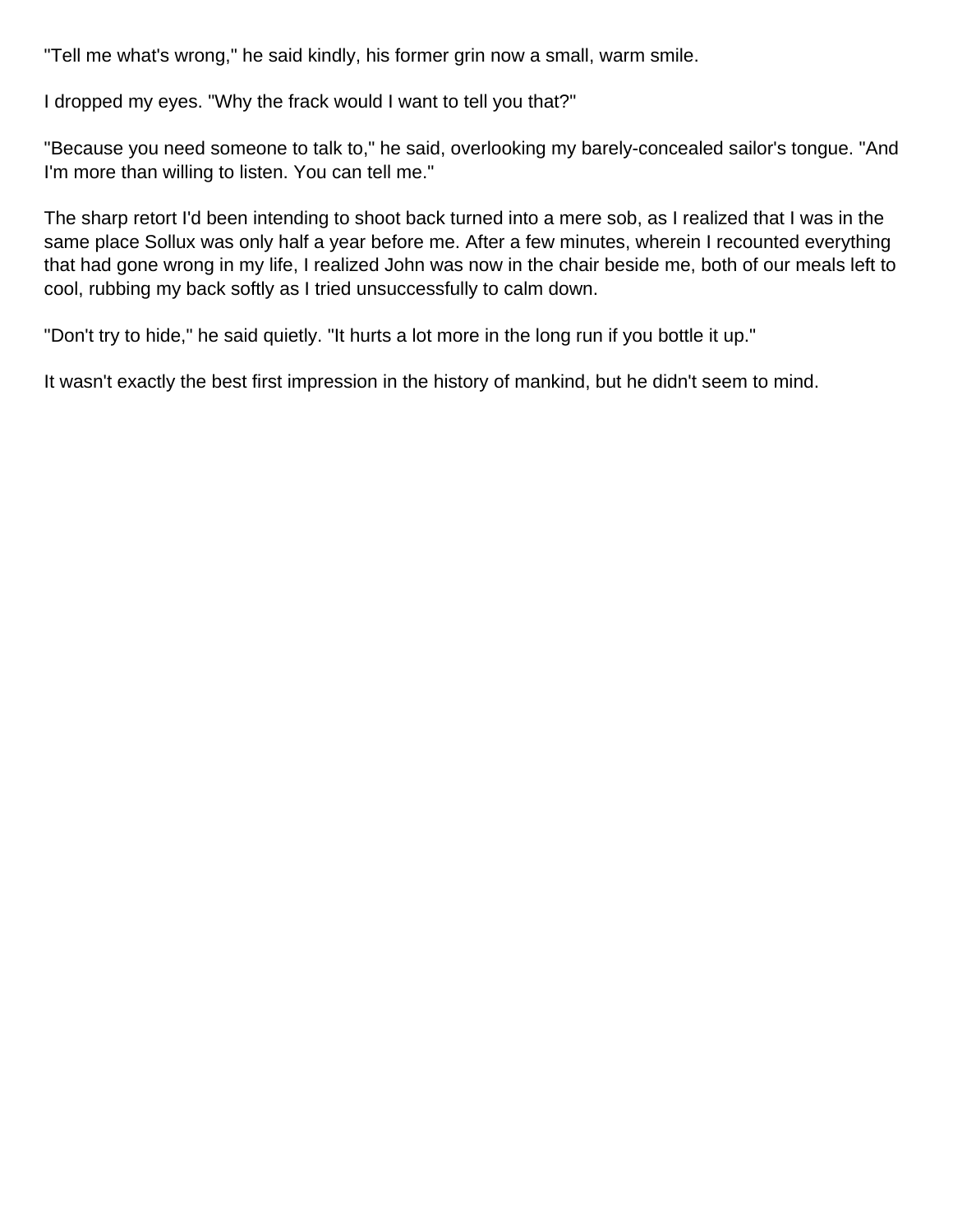"Tell me what's wrong," he said kindly, his former grin now a small, warm smile.

I dropped my eyes. "Why the frack would I want to tell you that?"

"Because you need someone to talk to," he said, overlooking my barely-concealed sailor's tongue. "And I'm more than willing to listen. You can tell me."

The sharp retort I'd been intending to shoot back turned into a mere sob, as I realized that I was in the same place Sollux was only half a year before me. After a few minutes, wherein I recounted everything that had gone wrong in my life, I realized John was now in the chair beside me, both of our meals left to cool, rubbing my back softly as I tried unsuccessfully to calm down.

"Don't try to hide," he said quietly. "It hurts a lot more in the long run if you bottle it up."

It wasn't exactly the best first impression in the history of mankind, but he didn't seem to mind.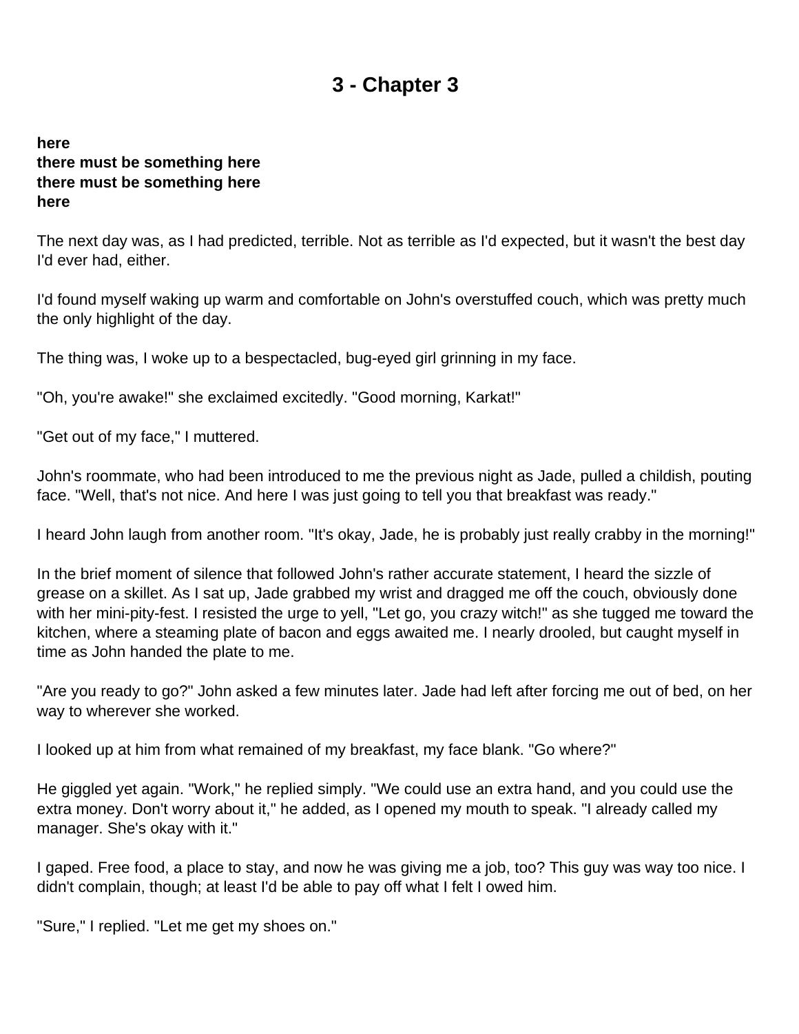# 3 - Chapter 3

**here**
**there must be something here**
**there must be something here**
**here**

The next day was, as I had predicted, terrible. Not as terrible as I'd expected, but it wasn't the best day I'd ever had, either.

I'd found myself waking up warm and comfortable on John's overstuffed couch, which was pretty much the only highlight of the day.

The thing was, I woke up to a bespectacled, bug-eyed girl grinning in my face.

"Oh, you're awake!" she exclaimed excitedly. "Good morning, Karkat!"

"Get out of my face," I muttered.

John's roommate, who had been introduced to me the previous night as Jade, pulled a childish, pouting face. "Well, that's not nice. And here I was just going to tell you that breakfast was ready."

I heard John laugh from another room. "It's okay, Jade, he is probably just really crabby in the morning!"

In the brief moment of silence that followed John's rather accurate statement, I heard the sizzle of grease on a skillet. As I sat up, Jade grabbed my wrist and dragged me off the couch, obviously done with her mini-pity-fest. I resisted the urge to yell, "Let go, you crazy witch!" as she tugged me toward the kitchen, where a steaming plate of bacon and eggs awaited me. I nearly drooled, but caught myself in time as John handed the plate to me.

"Are you ready to go?" John asked a few minutes later. Jade had left after forcing me out of bed, on her way to wherever she worked.

I looked up at him from what remained of my breakfast, my face blank. "Go where?"

He giggled yet again. "Work," he replied simply. "We could use an extra hand, and you could use the extra money. Don't worry about it," he added, as I opened my mouth to speak. "I already called my manager. She's okay with it."

I gaped. Free food, a place to stay, and now he was giving me a job, too? This guy was way too nice. I didn't complain, though; at least I'd be able to pay off what I felt I owed him.

"Sure," I replied. "Let me get my shoes on."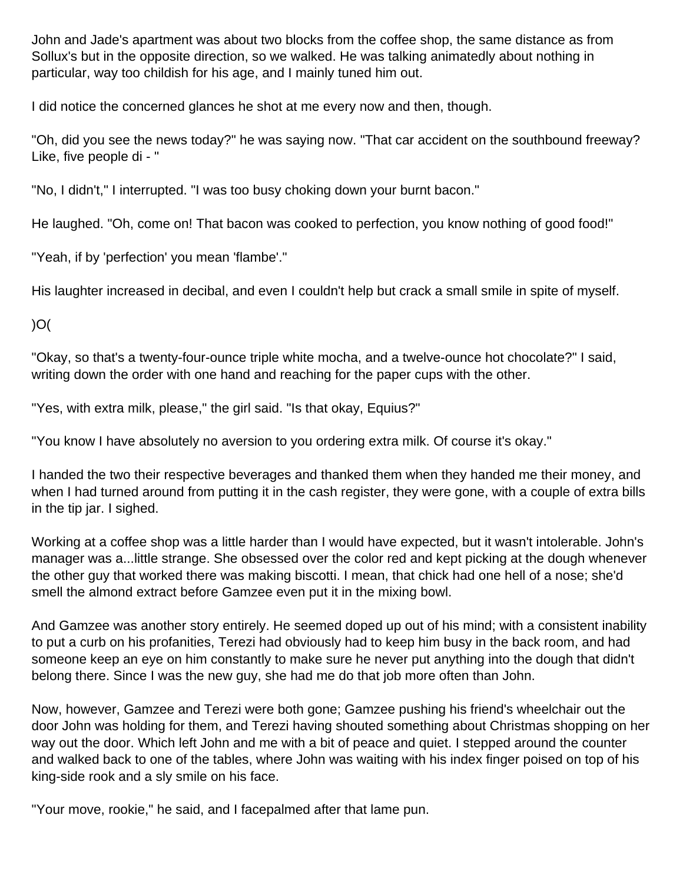John and Jade's apartment was about two blocks from the coffee shop, the same distance as from Sollux's but in the opposite direction, so we walked. He was talking animatedly about nothing in particular, way too childish for his age, and I mainly tuned him out.

I did notice the concerned glances he shot at me every now and then, though.

"Oh, did you see the news today?" he was saying now. "That car accident on the southbound freeway? Like, five people di - "

"No, I didn't," I interrupted. "I was too busy choking down your burnt bacon."

He laughed. "Oh, come on! That bacon was cooked to perfection, you know nothing of good food!"

"Yeah, if by 'perfection' you mean 'flambe'."

His laughter increased in decibal, and even I couldn't help but crack a small smile in spite of myself.

)O(

"Okay, so that's a twenty-four-ounce triple white mocha, and a twelve-ounce hot chocolate?" I said, writing down the order with one hand and reaching for the paper cups with the other.

"Yes, with extra milk, please," the girl said. "Is that okay, Equius?"

"You know I have absolutely no aversion to you ordering extra milk. Of course it's okay."

I handed the two their respective beverages and thanked them when they handed me their money, and when I had turned around from putting it in the cash register, they were gone, with a couple of extra bills in the tip jar. I sighed.

Working at a coffee shop was a little harder than I would have expected, but it wasn't intolerable. John's manager was a...little strange. She obsessed over the color red and kept picking at the dough whenever the other guy that worked there was making biscotti. I mean, that chick had one hell of a nose; she'd smell the almond extract before Gamzee even put it in the mixing bowl.

And Gamzee was another story entirely. He seemed doped up out of his mind; with a consistent inability to put a curb on his profanities, Terezi had obviously had to keep him busy in the back room, and had someone keep an eye on him constantly to make sure he never put anything into the dough that didn't belong there. Since I was the new guy, she had me do that job more often than John.

Now, however, Gamzee and Terezi were both gone; Gamzee pushing his friend's wheelchair out the door John was holding for them, and Terezi having shouted something about Christmas shopping on her way out the door. Which left John and me with a bit of peace and quiet. I stepped around the counter and walked back to one of the tables, where John was waiting with his index finger poised on top of his king-side rook and a sly smile on his face.

"Your move, rookie," he said, and I facepalmed after that lame pun.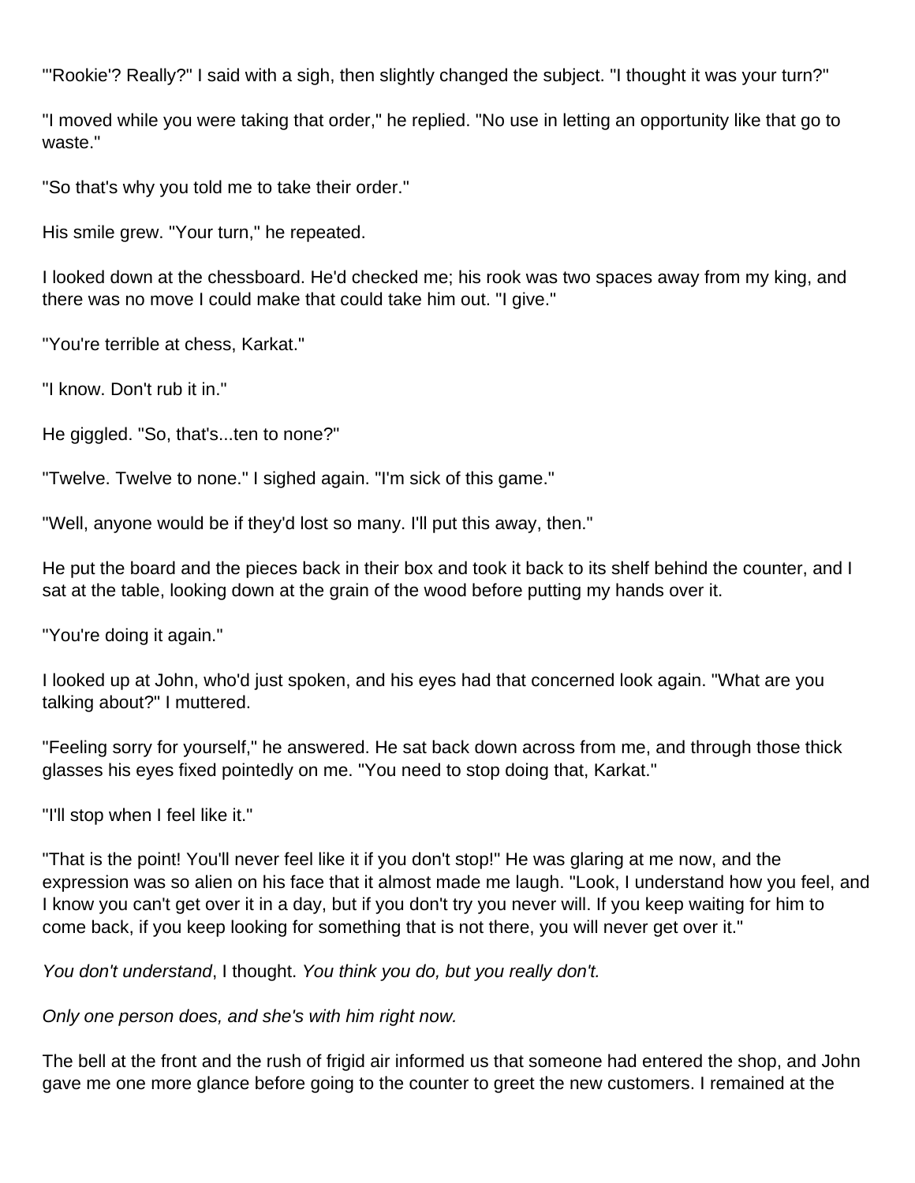"'Rookie'? Really?" I said with a sigh, then slightly changed the subject. "I thought it was your turn?"

"I moved while you were taking that order," he replied. "No use in letting an opportunity like that go to waste."

"So that's why you told me to take their order."

His smile grew. "Your turn," he repeated.

I looked down at the chessboard. He'd checked me; his rook was two spaces away from my king, and there was no move I could make that could take him out. "I give."

"You're terrible at chess, Karkat."

"I know. Don't rub it in."

He giggled. "So, that's...ten to none?"

"Twelve. Twelve to none." I sighed again. "I'm sick of this game."

"Well, anyone would be if they'd lost so many. I'll put this away, then."

He put the board and the pieces back in their box and took it back to its shelf behind the counter, and I sat at the table, looking down at the grain of the wood before putting my hands over it.

"You're doing it again."

I looked up at John, who'd just spoken, and his eyes had that concerned look again. "What are you talking about?" I muttered.

"Feeling sorry for yourself," he answered. He sat back down across from me, and through those thick glasses his eyes fixed pointedly on me. "You need to stop doing that, Karkat."

"I'll stop when I feel like it."

"That is the point! You'll never feel like it if you don't stop!" He was glaring at me now, and the expression was so alien on his face that it almost made me laugh. "Look, I understand how you feel, and I know you can't get over it in a day, but if you don't try you never will. If you keep waiting for him to come back, if you keep looking for something that is not there, you will never get over it."

*You don't understand*, I thought. *You think you do, but you really don't.*

*Only one person does, and she's with him right now.*

The bell at the front and the rush of frigid air informed us that someone had entered the shop, and John gave me one more glance before going to the counter to greet the new customers. I remained at the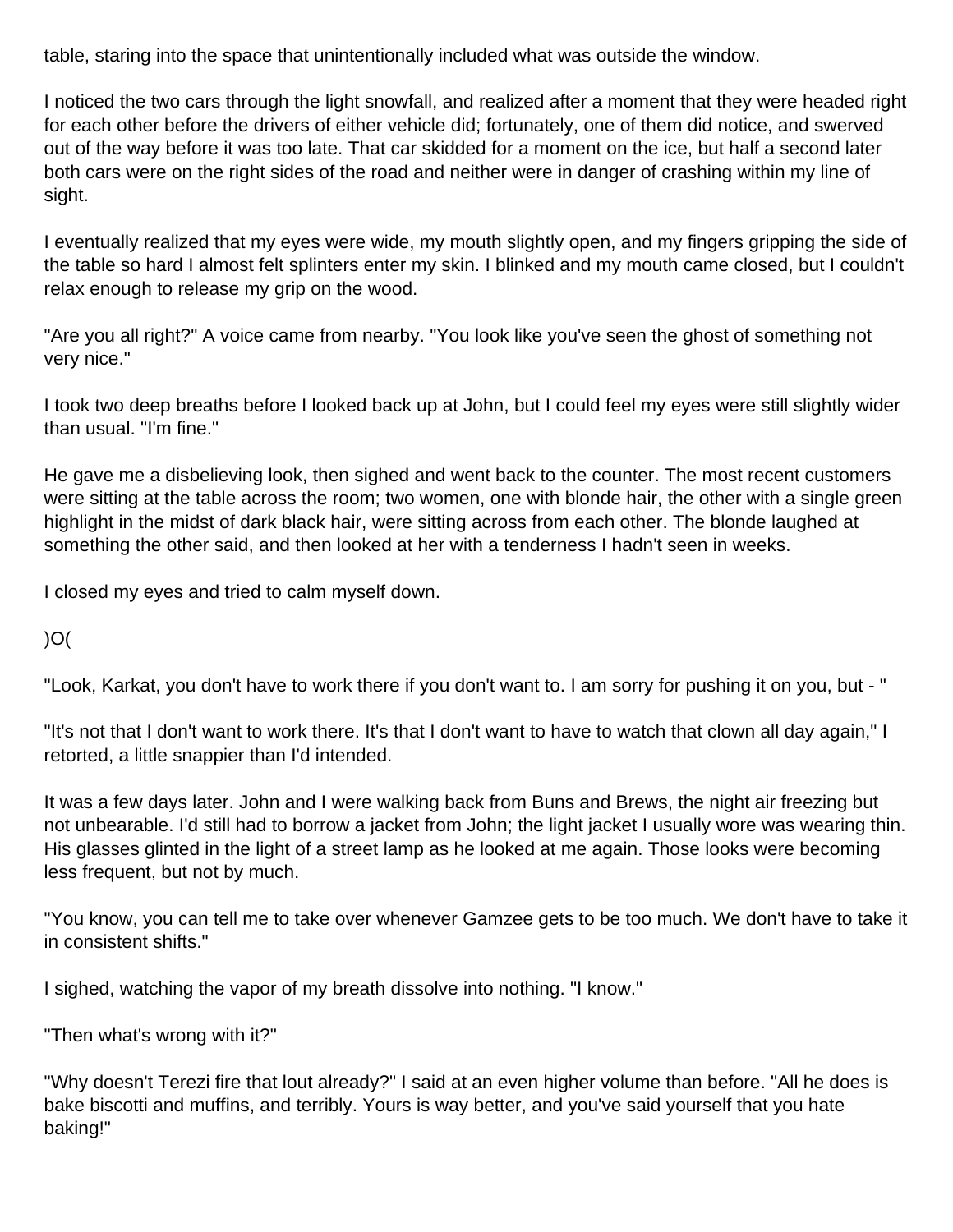table, staring into the space that unintentionally included what was outside the window.

I noticed the two cars through the light snowfall, and realized after a moment that they were headed right for each other before the drivers of either vehicle did; fortunately, one of them did notice, and swerved out of the way before it was too late. That car skidded for a moment on the ice, but half a second later both cars were on the right sides of the road and neither were in danger of crashing within my line of sight.

I eventually realized that my eyes were wide, my mouth slightly open, and my fingers gripping the side of the table so hard I almost felt splinters enter my skin. I blinked and my mouth came closed, but I couldn't relax enough to release my grip on the wood.

"Are you all right?" A voice came from nearby. "You look like you've seen the ghost of something not very nice."

I took two deep breaths before I looked back up at John, but I could feel my eyes were still slightly wider than usual. "I'm fine."

He gave me a disbelieving look, then sighed and went back to the counter. The most recent customers were sitting at the table across the room; two women, one with blonde hair, the other with a single green highlight in the midst of dark black hair, were sitting across from each other. The blonde laughed at something the other said, and then looked at her with a tenderness I hadn't seen in weeks.

I closed my eyes and tried to calm myself down.

)O(

"Look, Karkat, you don't have to work there if you don't want to. I am sorry for pushing it on you, but - "

"It's not that I don't want to work there. It's that I don't want to have to watch that clown all day again," I retorted, a little snappier than I'd intended.

It was a few days later. John and I were walking back from Buns and Brews, the night air freezing but not unbearable. I'd still had to borrow a jacket from John; the light jacket I usually wore was wearing thin. His glasses glinted in the light of a street lamp as he looked at me again. Those looks were becoming less frequent, but not by much.

"You know, you can tell me to take over whenever Gamzee gets to be too much. We don't have to take it in consistent shifts."

I sighed, watching the vapor of my breath dissolve into nothing. "I know."

"Then what's wrong with it?"

"Why doesn't Terezi fire that lout already?" I said at an even higher volume than before. "All he does is bake biscotti and muffins, and terribly. Yours is way better, and you've said yourself that you hate baking!"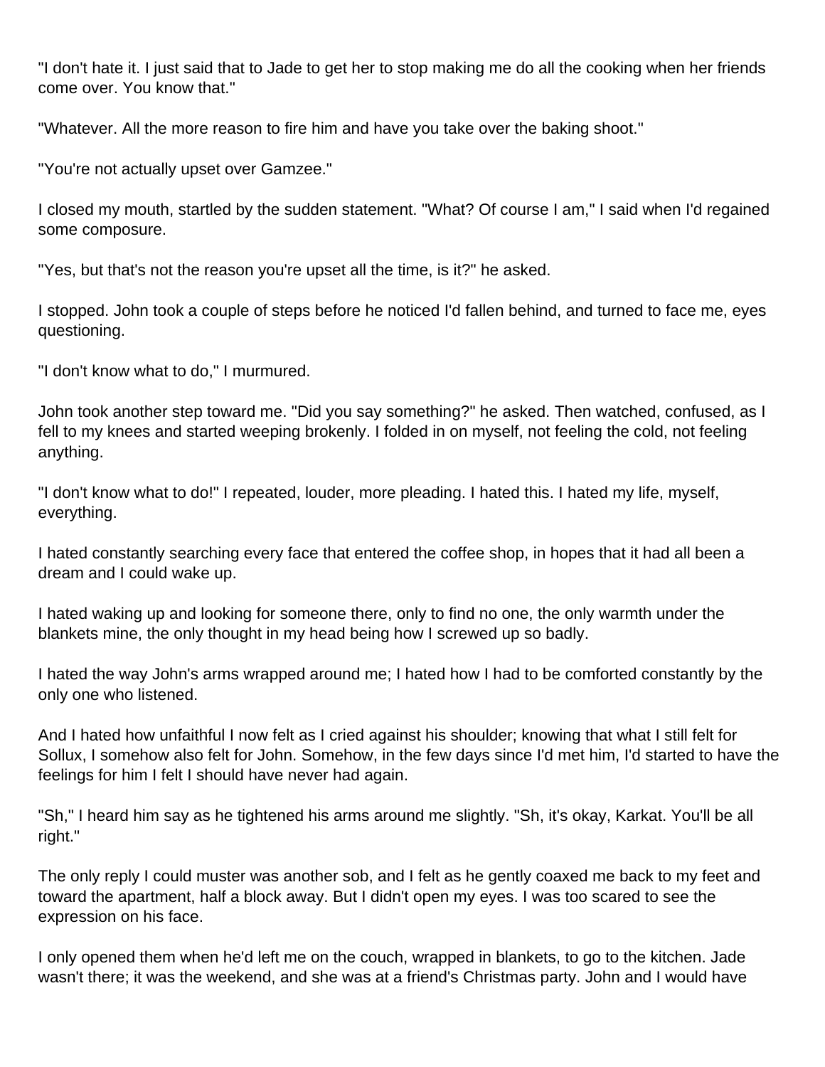"I don't hate it. I just said that to Jade to get her to stop making me do all the cooking when her friends come over. You know that."

"Whatever. All the more reason to fire him and have you take over the baking shoot."

"You're not actually upset over Gamzee."

I closed my mouth, startled by the sudden statement. "What? Of course I am," I said when I'd regained some composure.

"Yes, but that's not the reason you're upset all the time, is it?" he asked.

I stopped. John took a couple of steps before he noticed I'd fallen behind, and turned to face me, eyes questioning.

"I don't know what to do," I murmured.

John took another step toward me. "Did you say something?" he asked. Then watched, confused, as I fell to my knees and started weeping brokenly. I folded in on myself, not feeling the cold, not feeling anything.

"I don't know what to do!" I repeated, louder, more pleading. I hated this. I hated my life, myself, everything.

I hated constantly searching every face that entered the coffee shop, in hopes that it had all been a dream and I could wake up.

I hated waking up and looking for someone there, only to find no one, the only warmth under the blankets mine, the only thought in my head being how I screwed up so badly.

I hated the way John's arms wrapped around me; I hated how I had to be comforted constantly by the only one who listened.

And I hated how unfaithful I now felt as I cried against his shoulder; knowing that what I still felt for Sollux, I somehow also felt for John. Somehow, in the few days since I'd met him, I'd started to have the feelings for him I felt I should have never had again.

"Sh," I heard him say as he tightened his arms around me slightly. "Sh, it's okay, Karkat. You'll be all right."

The only reply I could muster was another sob, and I felt as he gently coaxed me back to my feet and toward the apartment, half a block away. But I didn't open my eyes. I was too scared to see the expression on his face.

I only opened them when he'd left me on the couch, wrapped in blankets, to go to the kitchen. Jade wasn't there; it was the weekend, and she was at a friend's Christmas party. John and I would have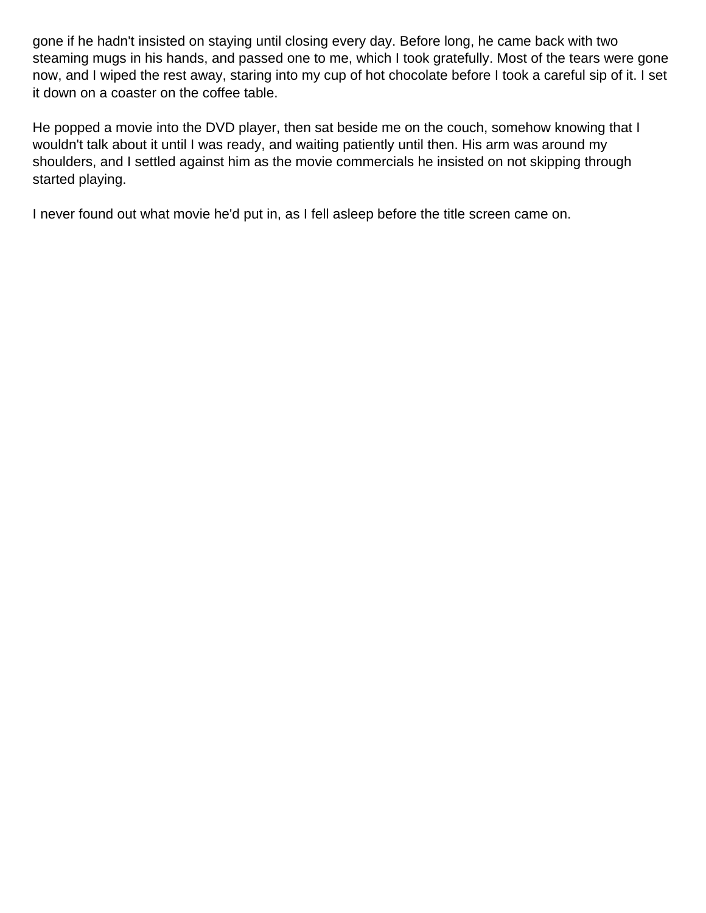gone if he hadn't insisted on staying until closing every day. Before long, he came back with two steaming mugs in his hands, and passed one to me, which I took gratefully. Most of the tears were gone now, and I wiped the rest away, staring into my cup of hot chocolate before I took a careful sip of it. I set it down on a coaster on the coffee table.

He popped a movie into the DVD player, then sat beside me on the couch, somehow knowing that I wouldn't talk about it until I was ready, and waiting patiently until then. His arm was around my shoulders, and I settled against him as the movie commercials he insisted on not skipping through started playing.

I never found out what movie he'd put in, as I fell asleep before the title screen came on.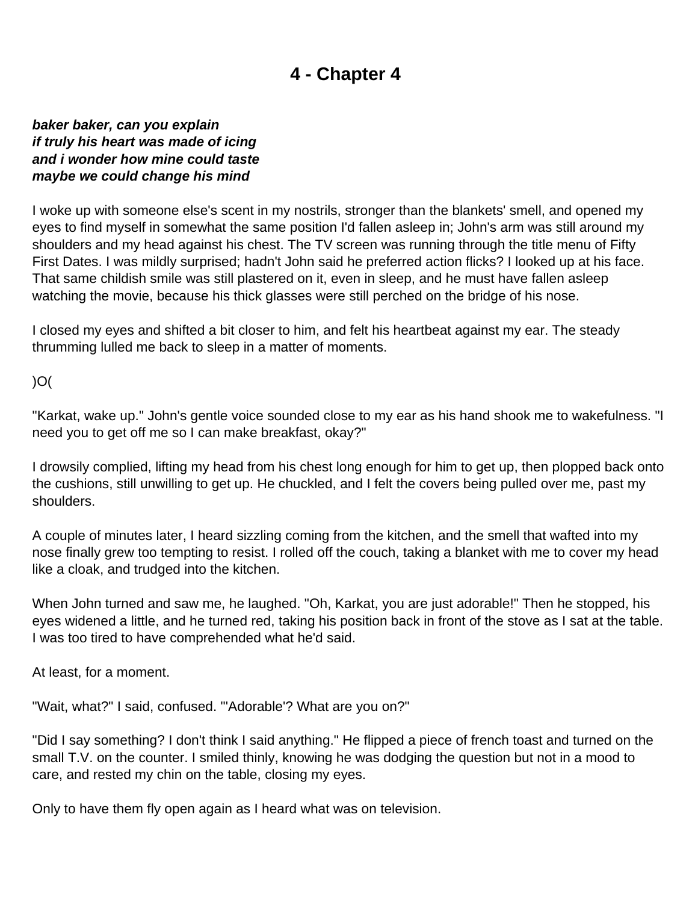# 4 - Chapter 4

***baker baker, can you explain***
***if truly his heart was made of icing***
***and i wonder how mine could taste***
***maybe we could change his mind***

I woke up with someone else's scent in my nostrils, stronger than the blankets' smell, and opened my eyes to find myself in somewhat the same position I'd fallen asleep in; John's arm was still around my shoulders and my head against his chest. The TV screen was running through the title menu of Fifty First Dates. I was mildly surprised; hadn't John said he preferred action flicks? I looked up at his face. That same childish smile was still plastered on it, even in sleep, and he must have fallen asleep watching the movie, because his thick glasses were still perched on the bridge of his nose.

I closed my eyes and shifted a bit closer to him, and felt his heartbeat against my ear. The steady thrumming lulled me back to sleep in a matter of moments.

)O(

"Karkat, wake up." John's gentle voice sounded close to my ear as his hand shook me to wakefulness. "I need you to get off me so I can make breakfast, okay?"

I drowsily complied, lifting my head from his chest long enough for him to get up, then plopped back onto the cushions, still unwilling to get up. He chuckled, and I felt the covers being pulled over me, past my shoulders.

A couple of minutes later, I heard sizzling coming from the kitchen, and the smell that wafted into my nose finally grew too tempting to resist. I rolled off the couch, taking a blanket with me to cover my head like a cloak, and trudged into the kitchen.

When John turned and saw me, he laughed. "Oh, Karkat, you are just adorable!" Then he stopped, his eyes widened a little, and he turned red, taking his position back in front of the stove as I sat at the table. I was too tired to have comprehended what he'd said.

At least, for a moment.

"Wait, what?" I said, confused. "'Adorable'? What are you on?"

"Did I say something? I don't think I said anything." He flipped a piece of french toast and turned on the small T.V. on the counter. I smiled thinly, knowing he was dodging the question but not in a mood to care, and rested my chin on the table, closing my eyes.

Only to have them fly open again as I heard what was on television.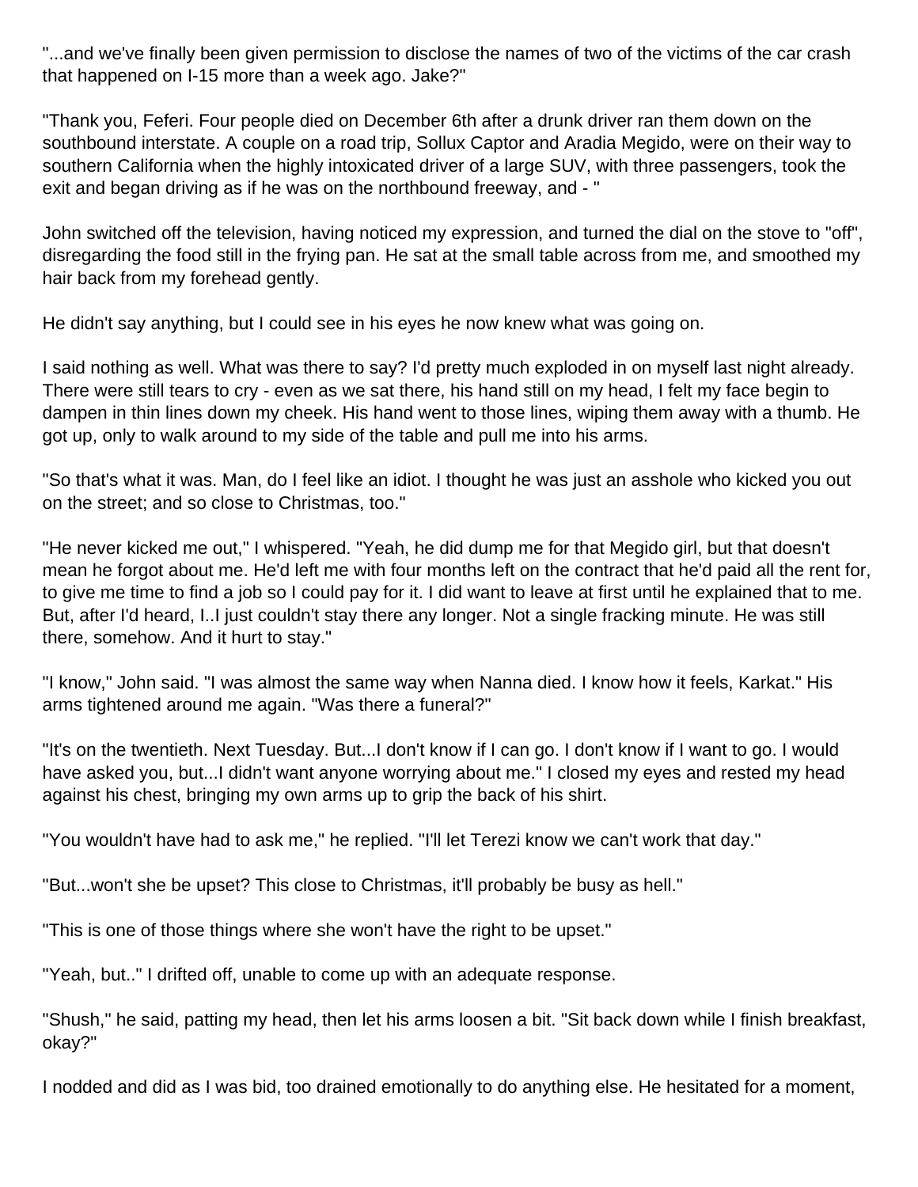"...and we've finally been given permission to disclose the names of two of the victims of the car crash that happened on I-15 more than a week ago. Jake?"

"Thank you, Feferi. Four people died on December 6th after a drunk driver ran them down on the southbound interstate. A couple on a road trip, Sollux Captor and Aradia Megido, were on their way to southern California when the highly intoxicated driver of a large SUV, with three passengers, took the exit and began driving as if he was on the northbound freeway, and - "

John switched off the television, having noticed my expression, and turned the dial on the stove to "off", disregarding the food still in the frying pan. He sat at the small table across from me, and smoothed my hair back from my forehead gently.

He didn't say anything, but I could see in his eyes he now knew what was going on.

I said nothing as well. What was there to say? I'd pretty much exploded in on myself last night already. There were still tears to cry - even as we sat there, his hand still on my head, I felt my face begin to dampen in thin lines down my cheek. His hand went to those lines, wiping them away with a thumb. He got up, only to walk around to my side of the table and pull me into his arms.

"So that's what it was. Man, do I feel like an idiot. I thought he was just an asshole who kicked you out on the street; and so close to Christmas, too."

"He never kicked me out," I whispered. "Yeah, he did dump me for that Megido girl, but that doesn't mean he forgot about me. He'd left me with four months left on the contract that he'd paid all the rent for, to give me time to find a job so I could pay for it. I did want to leave at first until he explained that to me. But, after I'd heard, I..I just couldn't stay there any longer. Not a single fracking minute. He was still there, somehow. And it hurt to stay."

"I know," John said. "I was almost the same way when Nanna died. I know how it feels, Karkat." His arms tightened around me again. "Was there a funeral?"

"It's on the twentieth. Next Tuesday. But...I don't know if I can go. I don't know if I want to go. I would have asked you, but...I didn't want anyone worrying about me." I closed my eyes and rested my head against his chest, bringing my own arms up to grip the back of his shirt.

"You wouldn't have had to ask me," he replied. "I'll let Terezi know we can't work that day."

"But...won't she be upset? This close to Christmas, it'll probably be busy as hell."

"This is one of those things where she won't have the right to be upset."

"Yeah, but.." I drifted off, unable to come up with an adequate response.

"Shush," he said, patting my head, then let his arms loosen a bit. "Sit back down while I finish breakfast, okay?"

I nodded and did as I was bid, too drained emotionally to do anything else. He hesitated for a moment,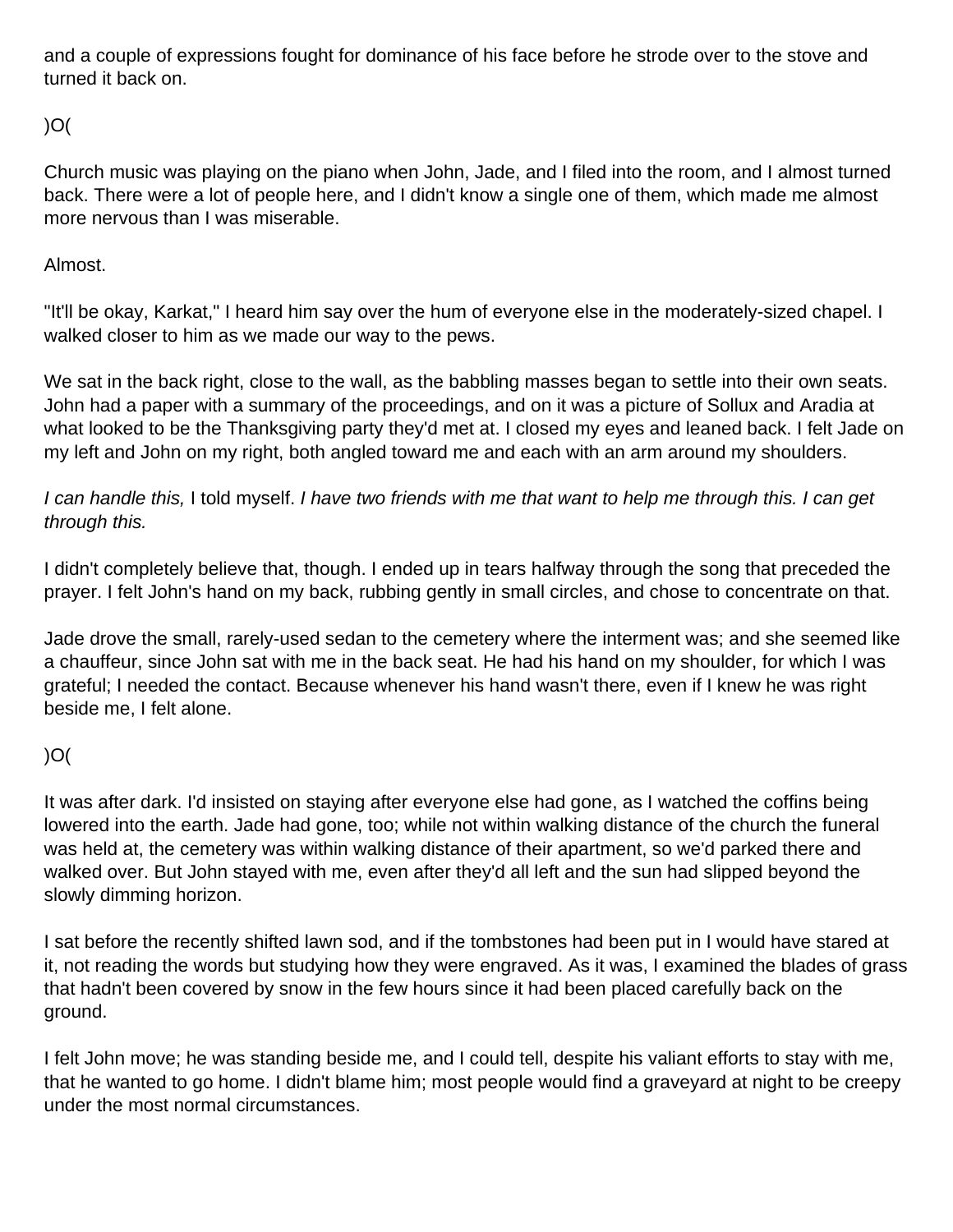and a couple of expressions fought for dominance of his face before he strode over to the stove and turned it back on.

)O(

Church music was playing on the piano when John, Jade, and I filed into the room, and I almost turned back. There were a lot of people here, and I didn't know a single one of them, which made me almost more nervous than I was miserable.

Almost.

"It'll be okay, Karkat," I heard him say over the hum of everyone else in the moderately-sized chapel. I walked closer to him as we made our way to the pews.

We sat in the back right, close to the wall, as the babbling masses began to settle into their own seats. John had a paper with a summary of the proceedings, and on it was a picture of Sollux and Aradia at what looked to be the Thanksgiving party they'd met at. I closed my eyes and leaned back. I felt Jade on my left and John on my right, both angled toward me and each with an arm around my shoulders.

*I can handle this,* I told myself. *I have two friends with me that want to help me through this. I can get through this.*

I didn't completely believe that, though. I ended up in tears halfway through the song that preceded the prayer. I felt John's hand on my back, rubbing gently in small circles, and chose to concentrate on that.

Jade drove the small, rarely-used sedan to the cemetery where the interment was; and she seemed like a chauffeur, since John sat with me in the back seat. He had his hand on my shoulder, for which I was grateful; I needed the contact. Because whenever his hand wasn't there, even if I knew he was right beside me, I felt alone.

)O(

It was after dark. I'd insisted on staying after everyone else had gone, as I watched the coffins being lowered into the earth. Jade had gone, too; while not within walking distance of the church the funeral was held at, the cemetery was within walking distance of their apartment, so we'd parked there and walked over. But John stayed with me, even after they'd all left and the sun had slipped beyond the slowly dimming horizon.

I sat before the recently shifted lawn sod, and if the tombstones had been put in I would have stared at it, not reading the words but studying how they were engraved. As it was, I examined the blades of grass that hadn't been covered by snow in the few hours since it had been placed carefully back on the ground.

I felt John move; he was standing beside me, and I could tell, despite his valiant efforts to stay with me, that he wanted to go home. I didn't blame him; most people would find a graveyard at night to be creepy under the most normal circumstances.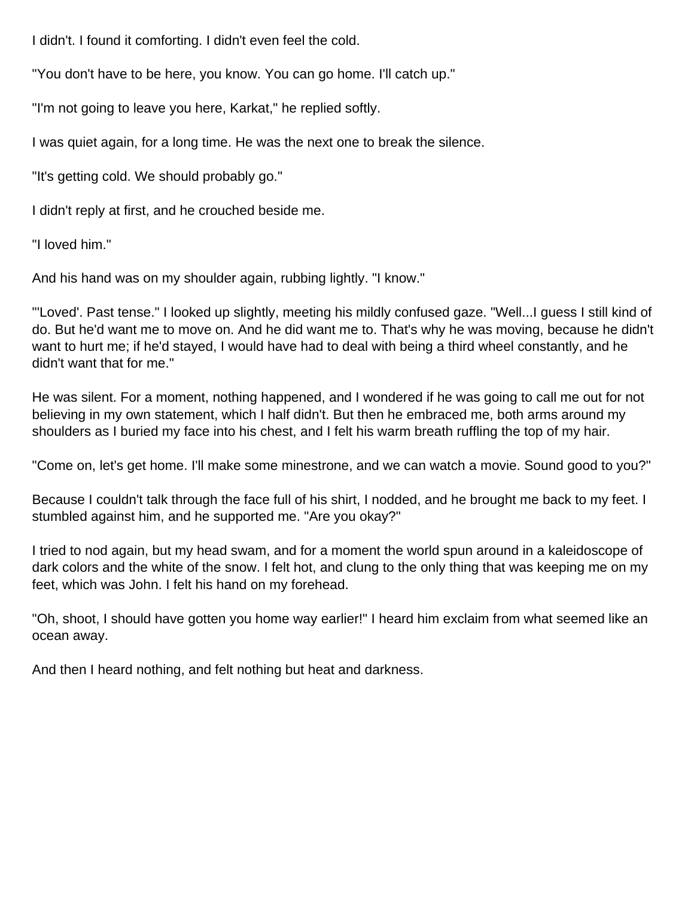I didn't. I found it comforting. I didn't even feel the cold.

"You don't have to be here, you know. You can go home. I'll catch up."

"I'm not going to leave you here, Karkat," he replied softly.

I was quiet again, for a long time. He was the next one to break the silence.

"It's getting cold. We should probably go."

I didn't reply at first, and he crouched beside me.

"I loved him."

And his hand was on my shoulder again, rubbing lightly. "I know."

"'Loved'. Past tense." I looked up slightly, meeting his mildly confused gaze. "Well...I guess I still kind of do. But he'd want me to move on. And he did want me to. That's why he was moving, because he didn't want to hurt me; if he'd stayed, I would have had to deal with being a third wheel constantly, and he didn't want that for me."

He was silent. For a moment, nothing happened, and I wondered if he was going to call me out for not believing in my own statement, which I half didn't. But then he embraced me, both arms around my shoulders as I buried my face into his chest, and I felt his warm breath ruffling the top of my hair.

"Come on, let's get home. I'll make some minestrone, and we can watch a movie. Sound good to you?"

Because I couldn't talk through the face full of his shirt, I nodded, and he brought me back to my feet. I stumbled against him, and he supported me. "Are you okay?"

I tried to nod again, but my head swam, and for a moment the world spun around in a kaleidoscope of dark colors and the white of the snow. I felt hot, and clung to the only thing that was keeping me on my feet, which was John. I felt his hand on my forehead.

"Oh, shoot, I should have gotten you home way earlier!" I heard him exclaim from what seemed like an ocean away.

And then I heard nothing, and felt nothing but heat and darkness.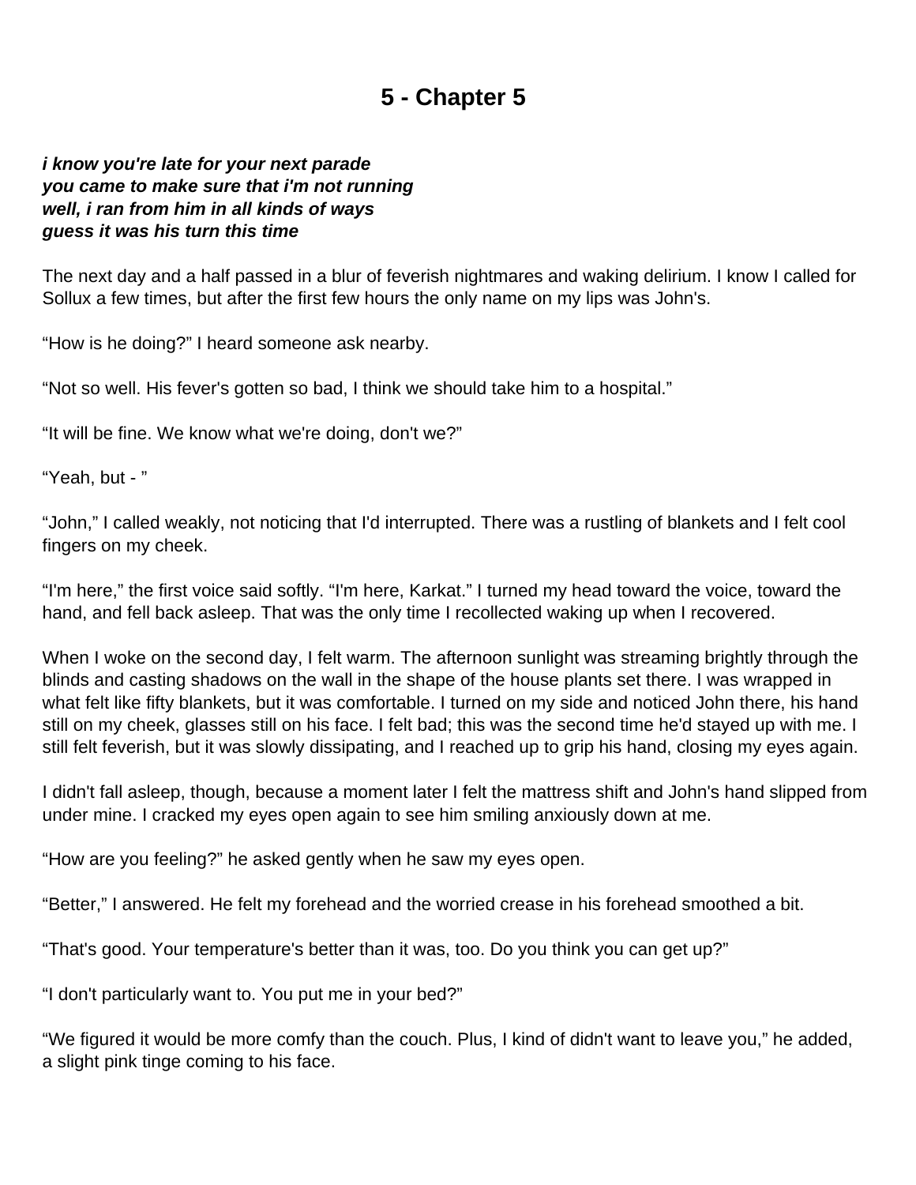# 5 - Chapter 5

***i know you're late for your next parade***
***you came to make sure that i'm not running***
***well, i ran from him in all kinds of ways***
***guess it was his turn this time***

The next day and a half passed in a blur of feverish nightmares and waking delirium. I know I called for Sollux a few times, but after the first few hours the only name on my lips was John's.

“How is he doing?” I heard someone ask nearby.

“Not so well. His fever's gotten so bad, I think we should take him to a hospital.”

“It will be fine. We know what we're doing, don't we?”

“Yeah, but - ”

“John,” I called weakly, not noticing that I'd interrupted. There was a rustling of blankets and I felt cool fingers on my cheek.

“I'm here,” the first voice said softly. “I'm here, Karkat.” I turned my head toward the voice, toward the hand, and fell back asleep. That was the only time I recollected waking up when I recovered.

When I woke on the second day, I felt warm. The afternoon sunlight was streaming brightly through the blinds and casting shadows on the wall in the shape of the house plants set there. I was wrapped in what felt like fifty blankets, but it was comfortable. I turned on my side and noticed John there, his hand still on my cheek, glasses still on his face. I felt bad; this was the second time he'd stayed up with me. I still felt feverish, but it was slowly dissipating, and I reached up to grip his hand, closing my eyes again.

I didn't fall asleep, though, because a moment later I felt the mattress shift and John's hand slipped from under mine. I cracked my eyes open again to see him smiling anxiously down at me.

“How are you feeling?” he asked gently when he saw my eyes open.

“Better,” I answered. He felt my forehead and the worried crease in his forehead smoothed a bit.

“That's good. Your temperature's better than it was, too. Do you think you can get up?”

“I don't particularly want to. You put me in your bed?”

“We figured it would be more comfy than the couch. Plus, I kind of didn't want to leave you,” he added, a slight pink tinge coming to his face.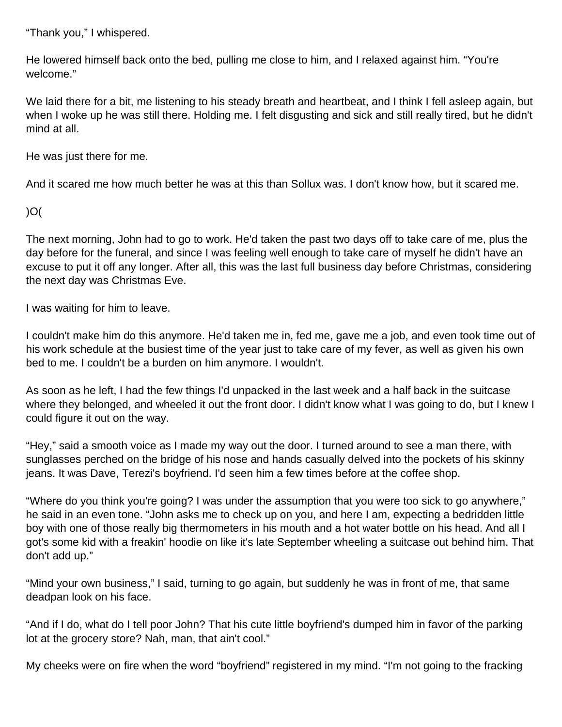“Thank you,” I whispered.

He lowered himself back onto the bed, pulling me close to him, and I relaxed against him. “You're welcome.”

We laid there for a bit, me listening to his steady breath and heartbeat, and I think I fell asleep again, but when I woke up he was still there. Holding me. I felt disgusting and sick and still really tired, but he didn't mind at all.

He was just there for me.

And it scared me how much better he was at this than Sollux was. I don't know how, but it scared me.

)O(

The next morning, John had to go to work. He'd taken the past two days off to take care of me, plus the day before for the funeral, and since I was feeling well enough to take care of myself he didn't have an excuse to put it off any longer. After all, this was the last full business day before Christmas, considering the next day was Christmas Eve.

I was waiting for him to leave.

I couldn't make him do this anymore. He'd taken me in, fed me, gave me a job, and even took time out of his work schedule at the busiest time of the year just to take care of my fever, as well as given his own bed to me. I couldn't be a burden on him anymore. I wouldn't.

As soon as he left, I had the few things I'd unpacked in the last week and a half back in the suitcase where they belonged, and wheeled it out the front door. I didn't know what I was going to do, but I knew I could figure it out on the way.

“Hey,” said a smooth voice as I made my way out the door. I turned around to see a man there, with sunglasses perched on the bridge of his nose and hands casually delved into the pockets of his skinny jeans. It was Dave, Terezi's boyfriend. I'd seen him a few times before at the coffee shop.

“Where do you think you're going? I was under the assumption that you were too sick to go anywhere,” he said in an even tone. “John asks me to check up on you, and here I am, expecting a bedridden little boy with one of those really big thermometers in his mouth and a hot water bottle on his head. And all I got's some kid with a freakin' hoodie on like it's late September wheeling a suitcase out behind him. That don't add up.”

“Mind your own business,” I said, turning to go again, but suddenly he was in front of me, that same deadpan look on his face.

“And if I do, what do I tell poor John? That his cute little boyfriend's dumped him in favor of the parking lot at the grocery store? Nah, man, that ain't cool.”

My cheeks were on fire when the word “boyfriend” registered in my mind. “I'm not going to the fracking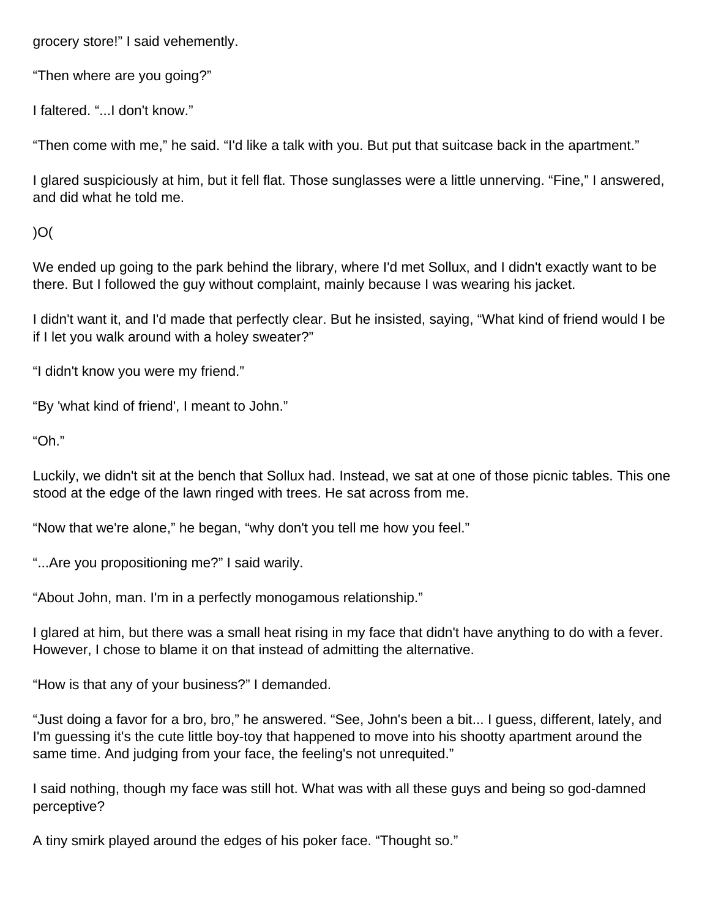grocery store!" I said vehemently.

"Then where are you going?"

I faltered. "...I don't know."

"Then come with me," he said. "I'd like a talk with you. But put that suitcase back in the apartment."

I glared suspiciously at him, but it fell flat. Those sunglasses were a little unnerving. "Fine," I answered, and did what he told me.

)O(

We ended up going to the park behind the library, where I'd met Sollux, and I didn't exactly want to be there. But I followed the guy without complaint, mainly because I was wearing his jacket.

I didn't want it, and I'd made that perfectly clear. But he insisted, saying, "What kind of friend would I be if I let you walk around with a holey sweater?"

"I didn't know you were my friend."

"By 'what kind of friend', I meant to John."

"Oh."

Luckily, we didn't sit at the bench that Sollux had. Instead, we sat at one of those picnic tables. This one stood at the edge of the lawn ringed with trees. He sat across from me.

"Now that we're alone," he began, "why don't you tell me how you feel."

"...Are you propositioning me?" I said warily.

"About John, man. I'm in a perfectly monogamous relationship."

I glared at him, but there was a small heat rising in my face that didn't have anything to do with a fever. However, I chose to blame it on that instead of admitting the alternative.

"How is that any of your business?" I demanded.

"Just doing a favor for a bro, bro," he answered. "See, John's been a bit... I guess, different, lately, and I'm guessing it's the cute little boy-toy that happened to move into his shootty apartment around the same time. And judging from your face, the feeling's not unrequited."

I said nothing, though my face was still hot. What was with all these guys and being so god-damned perceptive?

A tiny smirk played around the edges of his poker face. "Thought so."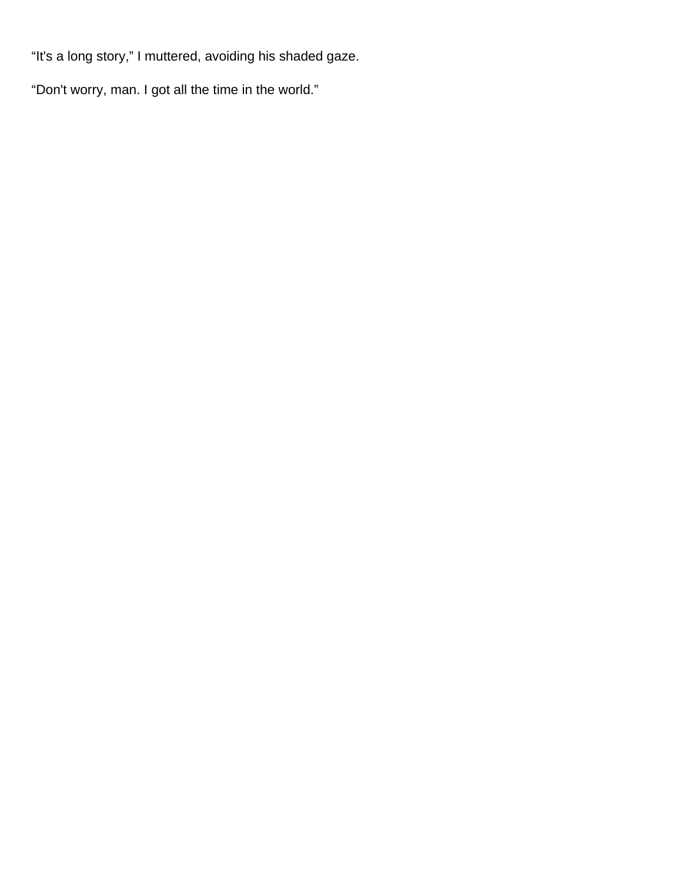“It's a long story,” I muttered, avoiding his shaded gaze.

“Don't worry, man. I got all the time in the world.”